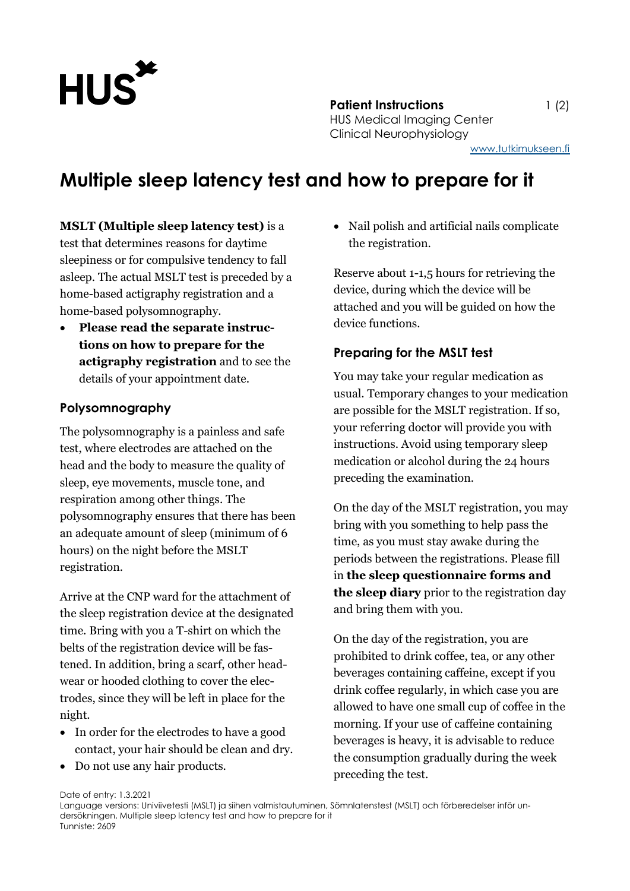**Patient Instructions**
HUS Medical Imaging Center
Clinical Neurophysiology
www.tutkimukseen.fi

# Multiple sleep latency test and how to prepare for it

**MSLT (Multiple sleep latency test)** is a test that determines reasons for daytime sleepiness or for compulsive tendency to fall asleep. The actual MSLT test is preceded by a home-based actigraphy registration and a home-based polysomnography.

- **Please read the separate instructions on how to prepare for the actigraphy registration** and to see the details of your appointment date.

## Polysomnography

The polysomnography is a painless and safe test, where electrodes are attached on the head and the body to measure the quality of sleep, eye movements, muscle tone, and respiration among other things. The polysomnography ensures that there has been an adequate amount of sleep (minimum of 6 hours) on the night before the MSLT registration.

Arrive at the CNP ward for the attachment of the sleep registration device at the designated time. Bring with you a T-shirt on which the belts of the registration device will be fastened. In addition, bring a scarf, other headwear or hooded clothing to cover the electrodes, since they will be left in place for the night.

- In order for the electrodes to have a good contact, your hair should be clean and dry.
- Do not use any hair products.
- Nail polish and artificial nails complicate the registration.

Reserve about 1-1,5 hours for retrieving the device, during which the device will be attached and you will be guided on how the device functions.

## Preparing for the MSLT test

You may take your regular medication as usual. Temporary changes to your medication are possible for the MSLT registration. If so, your referring doctor will provide you with instructions. Avoid using temporary sleep medication or alcohol during the 24 hours preceding the examination.

On the day of the MSLT registration, you may bring with you something to help pass the time, as you must stay awake during the periods between the registrations. Please fill in **the sleep questionnaire forms and the sleep diary** prior to the registration day and bring them with you.

On the day of the registration, you are prohibited to drink coffee, tea, or any other beverages containing caffeine, except if you drink coffee regularly, in which case you are allowed to have one small cup of coffee in the morning. If your use of caffeine containing beverages is heavy, it is advisable to reduce the consumption gradually during the week preceding the test.

Date of entry: 1.3.2021
Language versions: Univiivetesti (MSLT) ja siihen valmistautuminen, Sömnlatenstest (MSLT) och förberedelser inför undersökningen, Multiple sleep latency test and how to prepare for it
Tunniste: 2609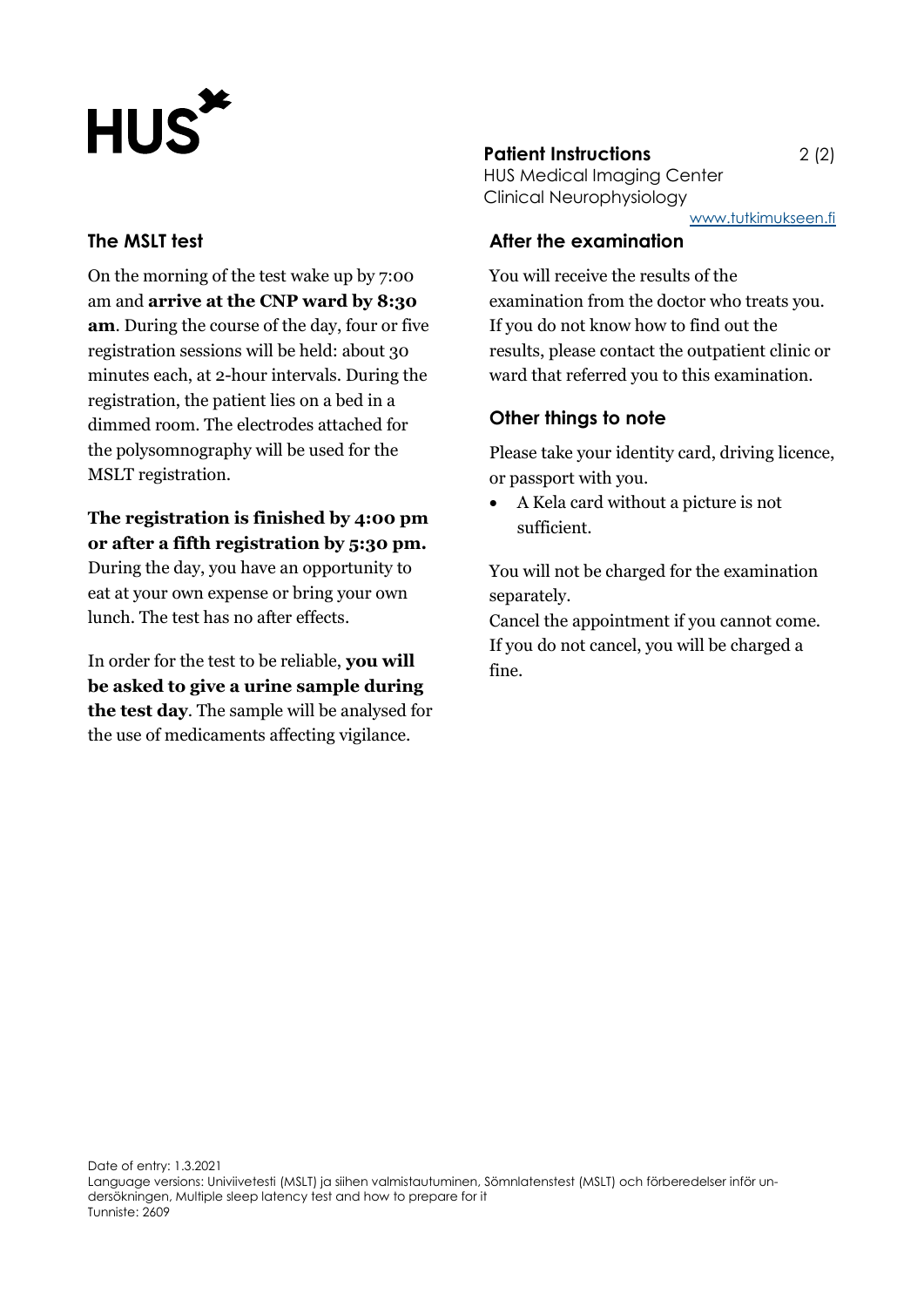## The MSLT test

On the morning of the test wake up by 7:00 am and **arrive at the CNP ward by 8:30 am**. During the course of the day, four or five registration sessions will be held: about 30 minutes each, at 2-hour intervals. During the registration, the patient lies on a bed in a dimmed room. The electrodes attached for the polysomnography will be used for the MSLT registration.

**The registration is finished by 4:00 pm or after a fifth registration by 5:30 pm.** During the day, you have an opportunity to eat at your own expense or bring your own lunch. The test has no after effects.

In order for the test to be reliable, **you will be asked to give a urine sample during the test day**. The sample will be analysed for the use of medicaments affecting vigilance.

## After the examination

You will receive the results of the examination from the doctor who treats you. If you do not know how to find out the results, please contact the outpatient clinic or ward that referred you to this examination.

## Other things to note

Please take your identity card, driving licence, or passport with you.

- A Kela card without a picture is not sufficient.

You will not be charged for the examination separately.

Cancel the appointment if you cannot come. If you do not cancel, you will be charged a fine.

Date of entry: 1.3.2021

Language versions: Univiivetesti (MSLT) ja siihen valmistautuminen, Sömnlatenstest (MSLT) och förberedelser inför undersökningen, Multiple sleep latency test and how to prepare for it

Tunniste: 2609